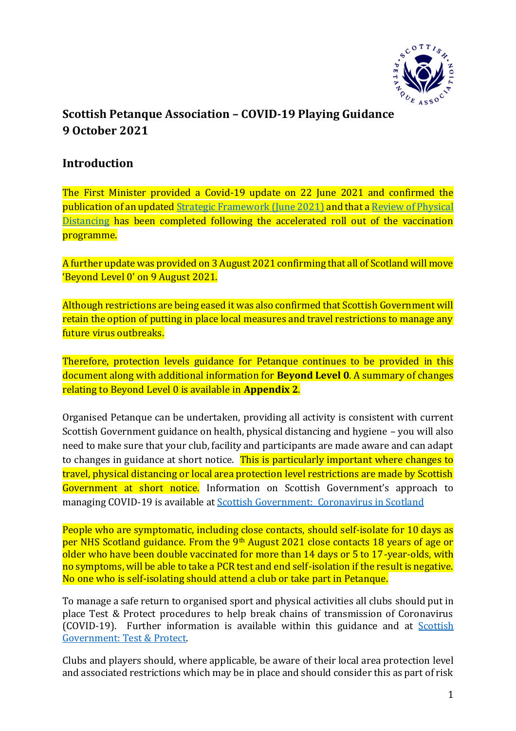# Scottish Petanque Association – COVID-19 Playing Guidance
# 9 October 2021

## Introduction

The First Minister provided a Covid-19 update on 22 June 2021 and confirmed the publication of an updated Strategic Framework (June 2021) and that a Review of Physical Distancing has been completed following the accelerated roll out of the vaccination programme.

A further update was provided on 3 August 2021 confirming that all of Scotland will move 'Beyond Level 0' on 9 August 2021.

Although restrictions are being eased it was also confirmed that Scottish Government will retain the option of putting in place local measures and travel restrictions to manage any future virus outbreaks.

Therefore, protection levels guidance for Petanque continues to be provided in this document along with additional information for **Beyond Level 0**. A summary of changes relating to Beyond Level 0 is available in **Appendix 2**.

Organised Petanque can be undertaken, providing all activity is consistent with current Scottish Government guidance on health, physical distancing and hygiene – you will also need to make sure that your club, facility and participants are made aware and can adapt to changes in guidance at short notice. This is particularly important where changes to travel, physical distancing or local area protection level restrictions are made by Scottish Government at short notice. Information on Scottish Government's approach to managing COVID-19 is available at Scottish Government: Coronavirus in Scotland

People who are symptomatic, including close contacts, should self-isolate for 10 days as per NHS Scotland guidance. From the 9th August 2021 close contacts 18 years of age or older who have been double vaccinated for more than 14 days or 5 to 17-year-olds, with no symptoms, will be able to take a PCR test and end self-isolation if the result is negative. No one who is self-isolating should attend a club or take part in Petanque.

To manage a safe return to organised sport and physical activities all clubs should put in place Test & Protect procedures to help break chains of transmission of Coronavirus (COVID-19). Further information is available within this guidance and at Scottish Government: Test & Protect.

Clubs and players should, where applicable, be aware of their local area protection level and associated restrictions which may be in place and should consider this as part of risk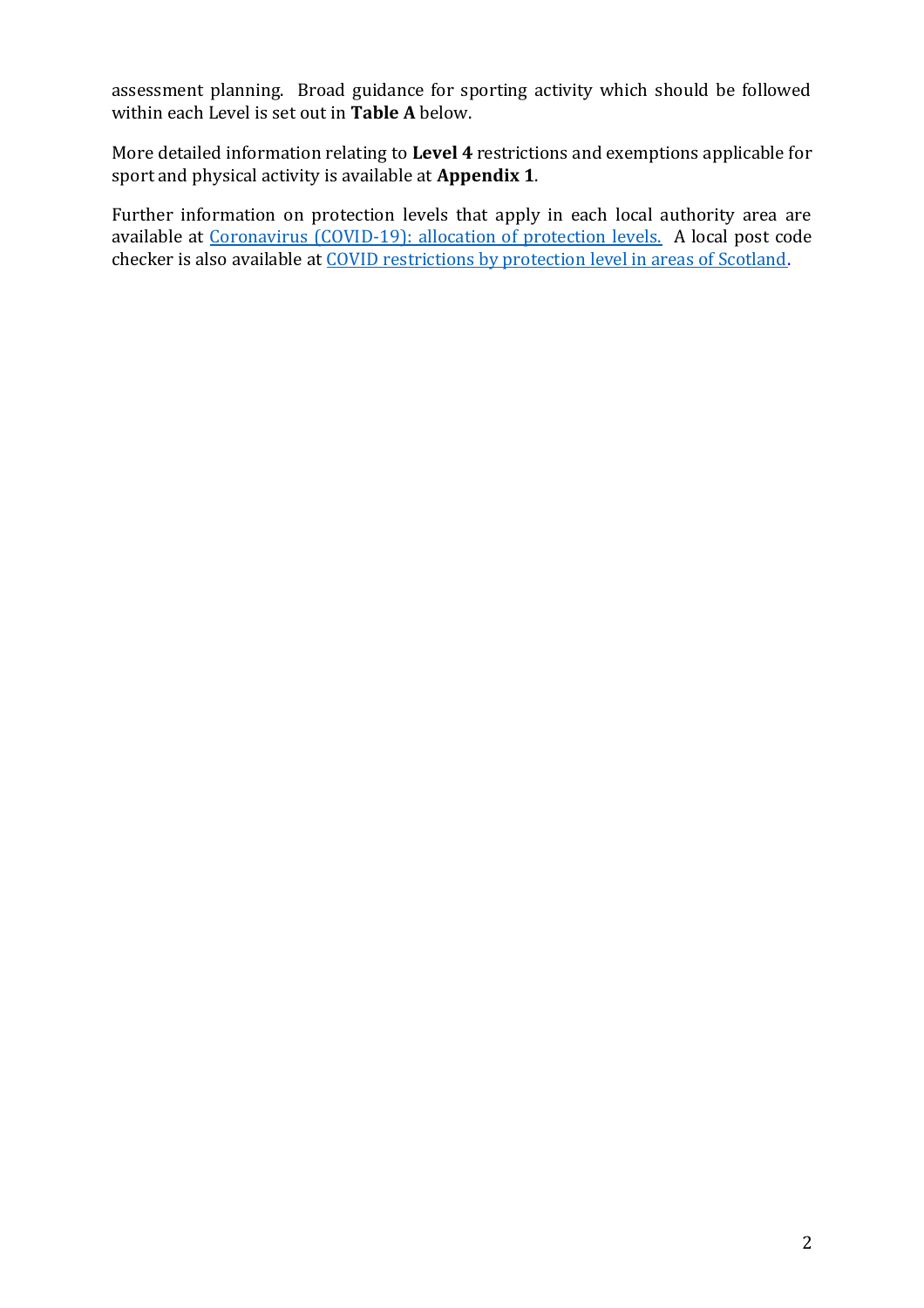assessment planning. Broad guidance for sporting activity which should be followed within each Level is set out in **Table A** below.

More detailed information relating to **Level 4** restrictions and exemptions applicable for sport and physical activity is available at **Appendix 1**.

Further information on protection levels that apply in each local authority area are available at [Coronavirus (COVID-19): allocation of protection levels.](#) A local post code checker is also available at [COVID restrictions by protection level in areas of Scotland](#).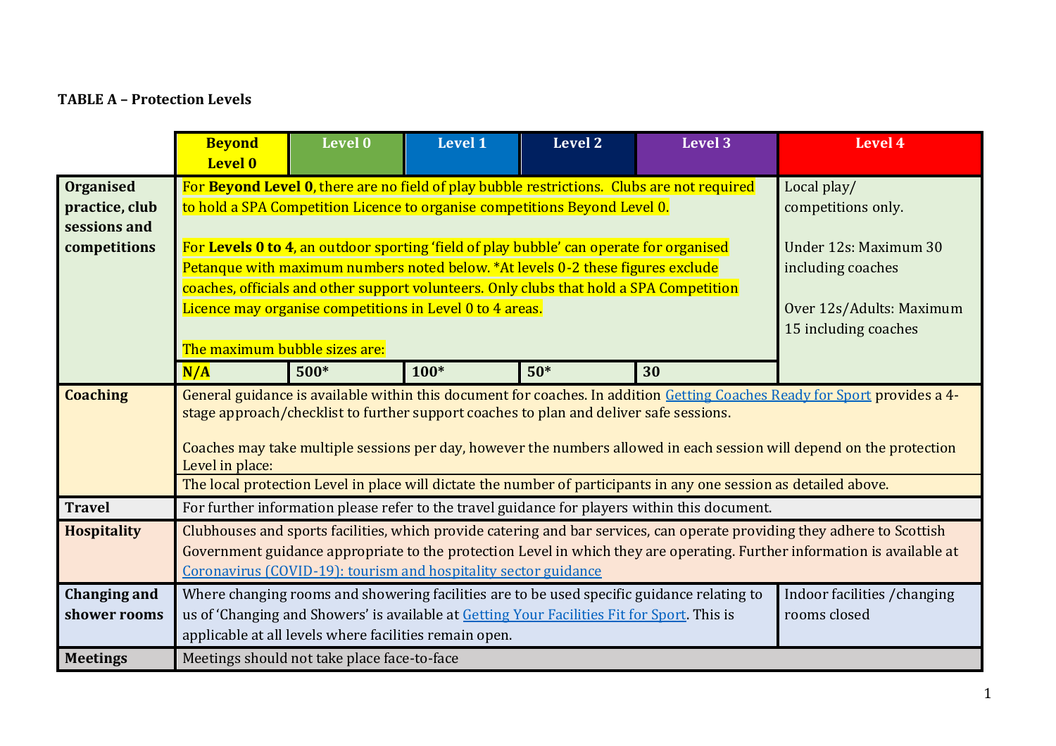**TABLE A – Protection Levels**

| | Beyond Level 0 | Level 0 | Level 1 | Level 2 | Level 3 | Level 4 |
|---|---|---|---|---|---|---|
| **Organised practice, club sessions and competitions** | For **Beyond Level 0**, there are no field of play bubble restrictions. Clubs are not required to hold a SPA Competition Licence to organise competitions Beyond Level 0.<br><br>For **Levels 0 to 4**, an outdoor sporting 'field of play bubble' can operate for organised Petanque with maximum numbers noted below. *At levels 0-2 these figures exclude coaches, officials and other support volunteers. Only clubs that hold a SPA Competition Licence may organise competitions in Level 0 to 4 areas.<br><br>The maximum bubble sizes are: | | | | | Local play/ competitions only.<br><br>Under 12s: Maximum 30 including coaches<br><br>Over 12s/Adults: Maximum 15 including coaches |
| | N/A | 500* | 100* | 50* | 30 | |
| **Coaching** | General guidance is available within this document for coaches. In addition Getting Coaches Ready for Sport provides a 4-stage approach/checklist to further support coaches to plan and deliver safe sessions.<br><br>Coaches may take multiple sessions per day, however the numbers allowed in each session will depend on the protection Level in place:<br>The local protection Level in place will dictate the number of participants in any one session as detailed above. | | | | | |
| **Travel** | For further information please refer to the travel guidance for players within this document. | | | | | |
| **Hospitality** | Clubhouses and sports facilities, which provide catering and bar services, can operate providing they adhere to Scottish Government guidance appropriate to the protection Level in which they are operating. Further information is available at Coronavirus (COVID-19): tourism and hospitality sector guidance | | | | | |
| **Changing and shower rooms** | Where changing rooms and showering facilities are to be used specific guidance relating to us of 'Changing and Showers' is available at Getting Your Facilities Fit for Sport. This is applicable at all levels where facilities remain open. | | | | | Indoor facilities /changing rooms closed |
| **Meetings** | Meetings should not take place face-to-face | | | | | |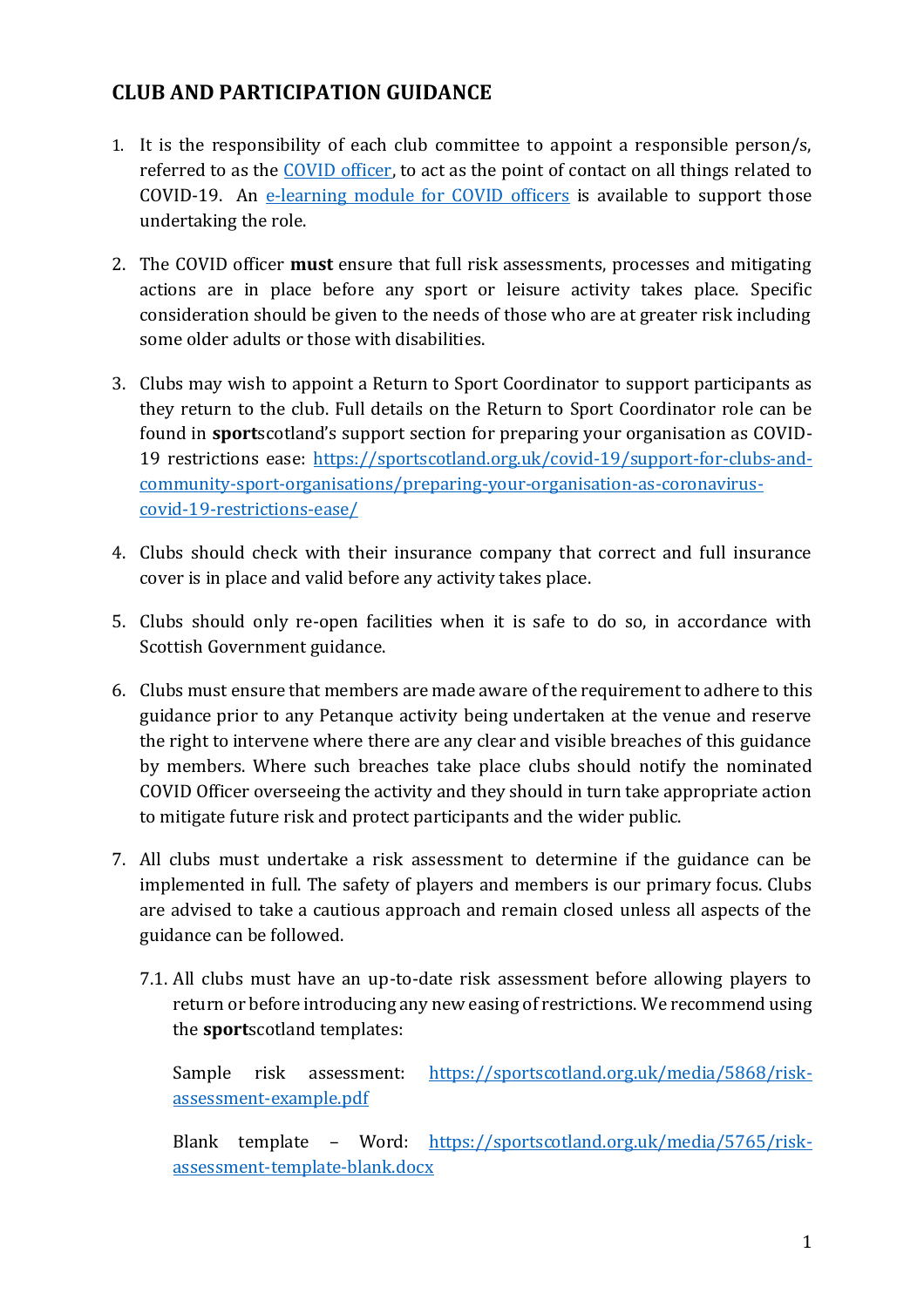## CLUB AND PARTICIPATION GUIDANCE

1. It is the responsibility of each club committee to appoint a responsible person/s, referred to as the COVID officer, to act as the point of contact on all things related to COVID-19. An e-learning module for COVID officers is available to support those undertaking the role.

2. The COVID officer **must** ensure that full risk assessments, processes and mitigating actions are in place before any sport or leisure activity takes place. Specific consideration should be given to the needs of those who are at greater risk including some older adults or those with disabilities.

3. Clubs may wish to appoint a Return to Sport Coordinator to support participants as they return to the club. Full details on the Return to Sport Coordinator role can be found in **sport**scotland's support section for preparing your organisation as COVID-19 restrictions ease: https://sportscotland.org.uk/covid-19/support-for-clubs-and-community-sport-organisations/preparing-your-organisation-as-coronavirus-covid-19-restrictions-ease/

4. Clubs should check with their insurance company that correct and full insurance cover is in place and valid before any activity takes place.

5. Clubs should only re-open facilities when it is safe to do so, in accordance with Scottish Government guidance.

6. Clubs must ensure that members are made aware of the requirement to adhere to this guidance prior to any Petanque activity being undertaken at the venue and reserve the right to intervene where there are any clear and visible breaches of this guidance by members. Where such breaches take place clubs should notify the nominated COVID Officer overseeing the activity and they should in turn take appropriate action to mitigate future risk and protect participants and the wider public.

7. All clubs must undertake a risk assessment to determine if the guidance can be implemented in full. The safety of players and members is our primary focus. Clubs are advised to take a cautious approach and remain closed unless all aspects of the guidance can be followed.

   7.1. All clubs must have an up-to-date risk assessment before allowing players to return or before introducing any new easing of restrictions. We recommend using the **sport**scotland templates:

   Sample risk assessment: https://sportscotland.org.uk/media/5868/risk-assessment-example.pdf

   Blank template – Word: https://sportscotland.org.uk/media/5765/risk-assessment-template-blank.docx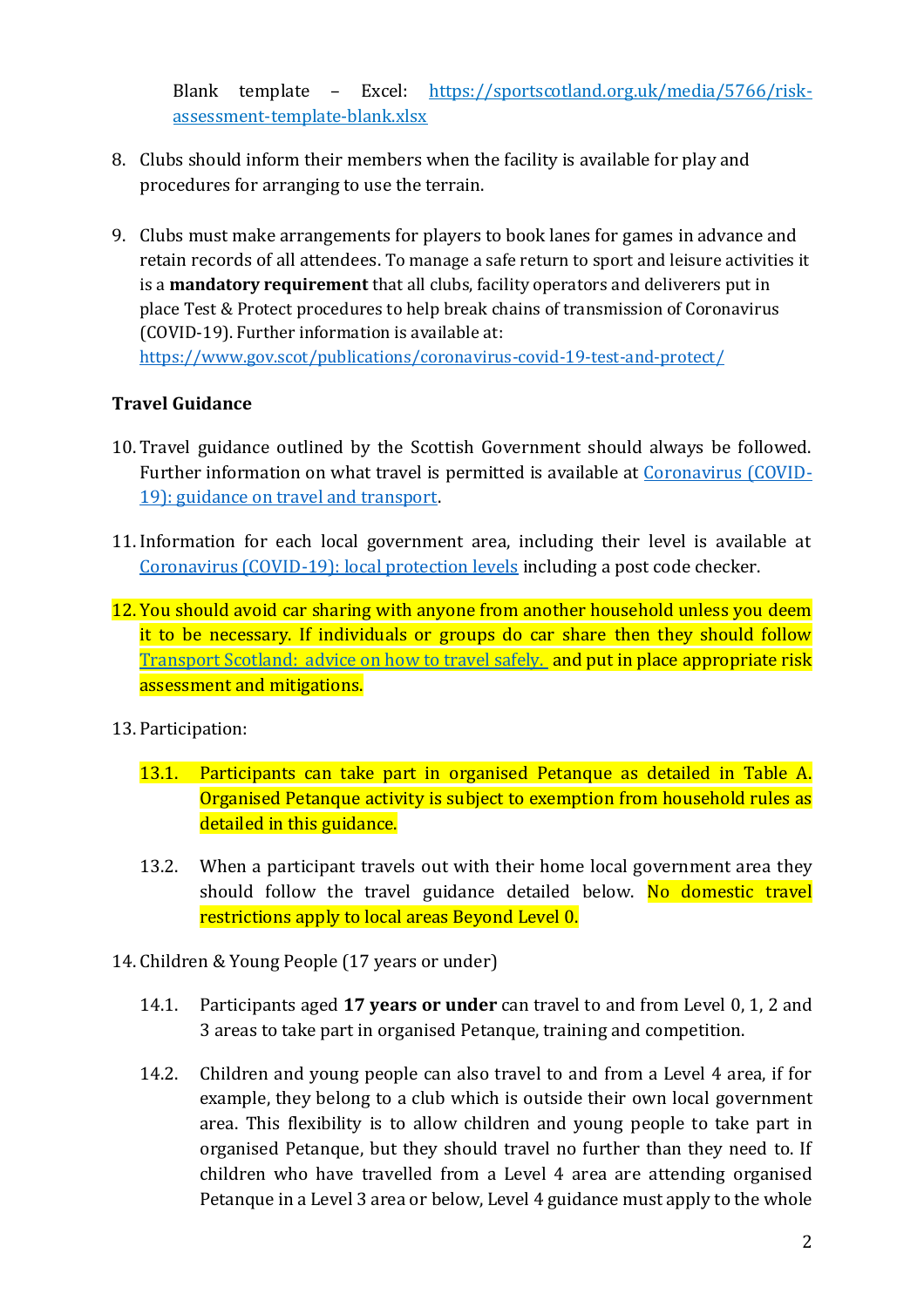Blank template – Excel: [https://sportscotland.org.uk/media/5766/risk-assessment-template-blank.xlsx](https://sportscotland.org.uk/media/5766/risk-assessment-template-blank.xlsx)

8. Clubs should inform their members when the facility is available for play and procedures for arranging to use the terrain.

9. Clubs must make arrangements for players to book lanes for games in advance and retain records of all attendees. To manage a safe return to sport and leisure activities it is a **mandatory requirement** that all clubs, facility operators and deliverers put in place Test & Protect procedures to help break chains of transmission of Coronavirus (COVID-19). Further information is available at: [https://www.gov.scot/publications/coronavirus-covid-19-test-and-protect/](https://www.gov.scot/publications/coronavirus-covid-19-test-and-protect/)

**Travel Guidance**

10. Travel guidance outlined by the Scottish Government should always be followed. Further information on what travel is permitted is available at [Coronavirus (COVID-19): guidance on travel and transport](#).

11. Information for each local government area, including their level is available at [Coronavirus (COVID-19): local protection levels](#) including a post code checker.

12. You should avoid car sharing with anyone from another household unless you deem it to be necessary. If individuals or groups do car share then they should follow [Transport Scotland: advice on how to travel safely.](#) and put in place appropriate risk assessment and mitigations.

13. Participation:

    13.1. Participants can take part in organised Petanque as detailed in Table A. Organised Petanque activity is subject to exemption from household rules as detailed in this guidance.

    13.2. When a participant travels out with their home local government area they should follow the travel guidance detailed below. No domestic travel restrictions apply to local areas Beyond Level 0.

14. Children & Young People (17 years or under)

    14.1. Participants aged **17 years or under** can travel to and from Level 0, 1, 2 and 3 areas to take part in organised Petanque, training and competition.

    14.2. Children and young people can also travel to and from a Level 4 area, if for example, they belong to a club which is outside their own local government area. This flexibility is to allow children and young people to take part in organised Petanque, but they should travel no further than they need to. If children who have travelled from a Level 4 area are attending organised Petanque in a Level 3 area or below, Level 4 guidance must apply to the whole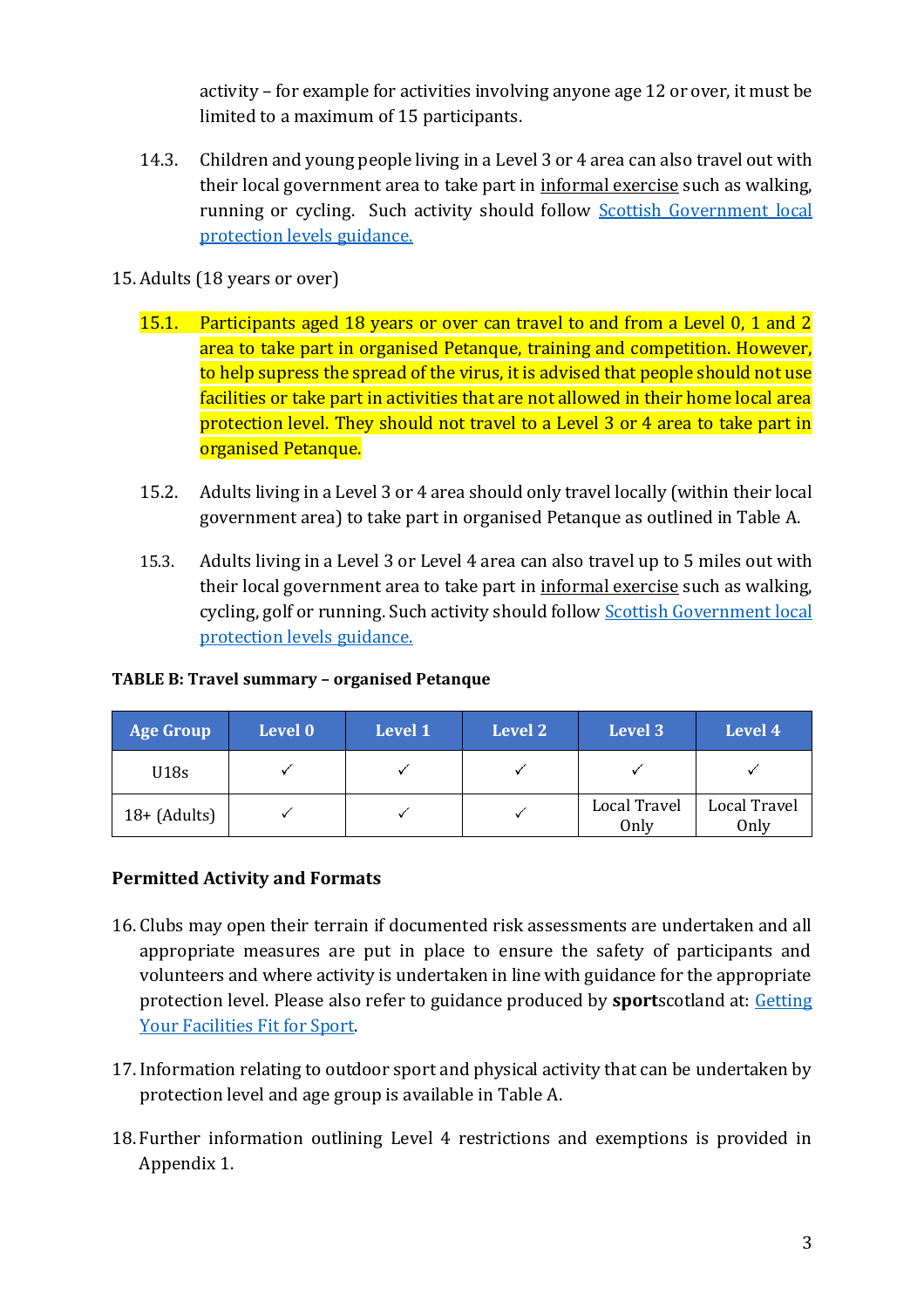activity – for example for activities involving anyone age 12 or over, it must be limited to a maximum of 15 participants.

14.3. Children and young people living in a Level 3 or 4 area can also travel out with their local government area to take part in informal exercise such as walking, running or cycling. Such activity should follow [Scottish Government local protection levels guidance.]

15. Adults (18 years or over)

15.1. Participants aged 18 years or over can travel to and from a Level 0, 1 and 2 area to take part in organised Petanque, training and competition. However, to help supress the spread of the virus, it is advised that people should not use facilities or take part in activities that are not allowed in their home local area protection level. They should not travel to a Level 3 or 4 area to take part in organised Petanque.

15.2. Adults living in a Level 3 or 4 area should only travel locally (within their local government area) to take part in organised Petanque as outlined in Table A.

15.3. Adults living in a Level 3 or Level 4 area can also travel up to 5 miles out with their local government area to take part in informal exercise such as walking, cycling, golf or running. Such activity should follow [Scottish Government local protection levels guidance.]

**TABLE B: Travel summary – organised Petanque**

| Age Group | Level 0 | Level 1 | Level 2 | Level 3 | Level 4 |
|---|---|---|---|---|---|
| U18s | ✓ | ✓ | ✓ | ✓ | ✓ |
| 18+ (Adults) | ✓ | ✓ | ✓ | Local Travel Only | Local Travel Only |

**Permitted Activity and Formats**

16. Clubs may open their terrain if documented risk assessments are undertaken and all appropriate measures are put in place to ensure the safety of participants and volunteers and where activity is undertaken in line with guidance for the appropriate protection level. Please also refer to guidance produced by **sport**scotland at: [Getting Your Facilities Fit for Sport].

17. Information relating to outdoor sport and physical activity that can be undertaken by protection level and age group is available in Table A.

18. Further information outlining Level 4 restrictions and exemptions is provided in Appendix 1.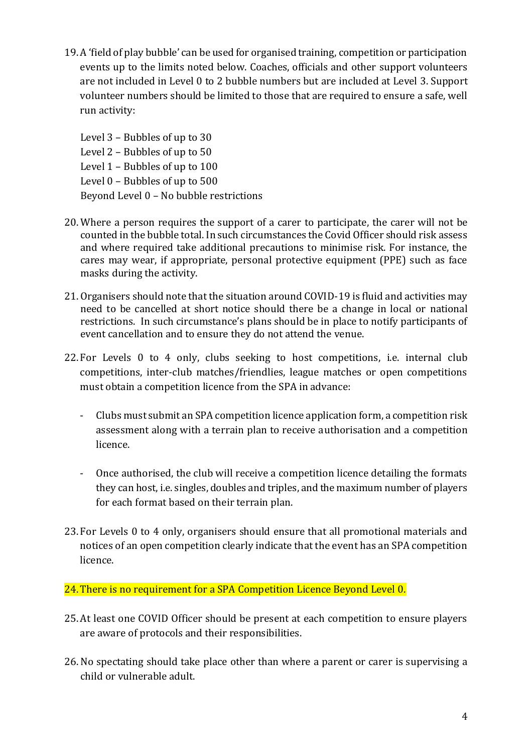19. A 'field of play bubble' can be used for organised training, competition or participation events up to the limits noted below. Coaches, officials and other support volunteers are not included in Level 0 to 2 bubble numbers but are included at Level 3. Support volunteer numbers should be limited to those that are required to ensure a safe, well run activity:

    Level 3 – Bubbles of up to 30
    Level 2 – Bubbles of up to 50
    Level 1 – Bubbles of up to 100
    Level 0 – Bubbles of up to 500
    Beyond Level 0 – No bubble restrictions

20. Where a person requires the support of a carer to participate, the carer will not be counted in the bubble total. In such circumstances the Covid Officer should risk assess and where required take additional precautions to minimise risk. For instance, the cares may wear, if appropriate, personal protective equipment (PPE) such as face masks during the activity.

21. Organisers should note that the situation around COVID-19 is fluid and activities may need to be cancelled at short notice should there be a change in local or national restrictions. In such circumstance's plans should be in place to notify participants of event cancellation and to ensure they do not attend the venue.

22. For Levels 0 to 4 only, clubs seeking to host competitions, i.e. internal club competitions, inter-club matches/friendlies, league matches or open competitions must obtain a competition licence from the SPA in advance:

    - Clubs must submit an SPA competition licence application form, a competition risk assessment along with a terrain plan to receive authorisation and a competition licence.

    - Once authorised, the club will receive a competition licence detailing the formats they can host, i.e. singles, doubles and triples, and the maximum number of players for each format based on their terrain plan.

23. For Levels 0 to 4 only, organisers should ensure that all promotional materials and notices of an open competition clearly indicate that the event has an SPA competition licence.

24. There is no requirement for a SPA Competition Licence Beyond Level 0.

25. At least one COVID Officer should be present at each competition to ensure players are aware of protocols and their responsibilities.

26. No spectating should take place other than where a parent or carer is supervising a child or vulnerable adult.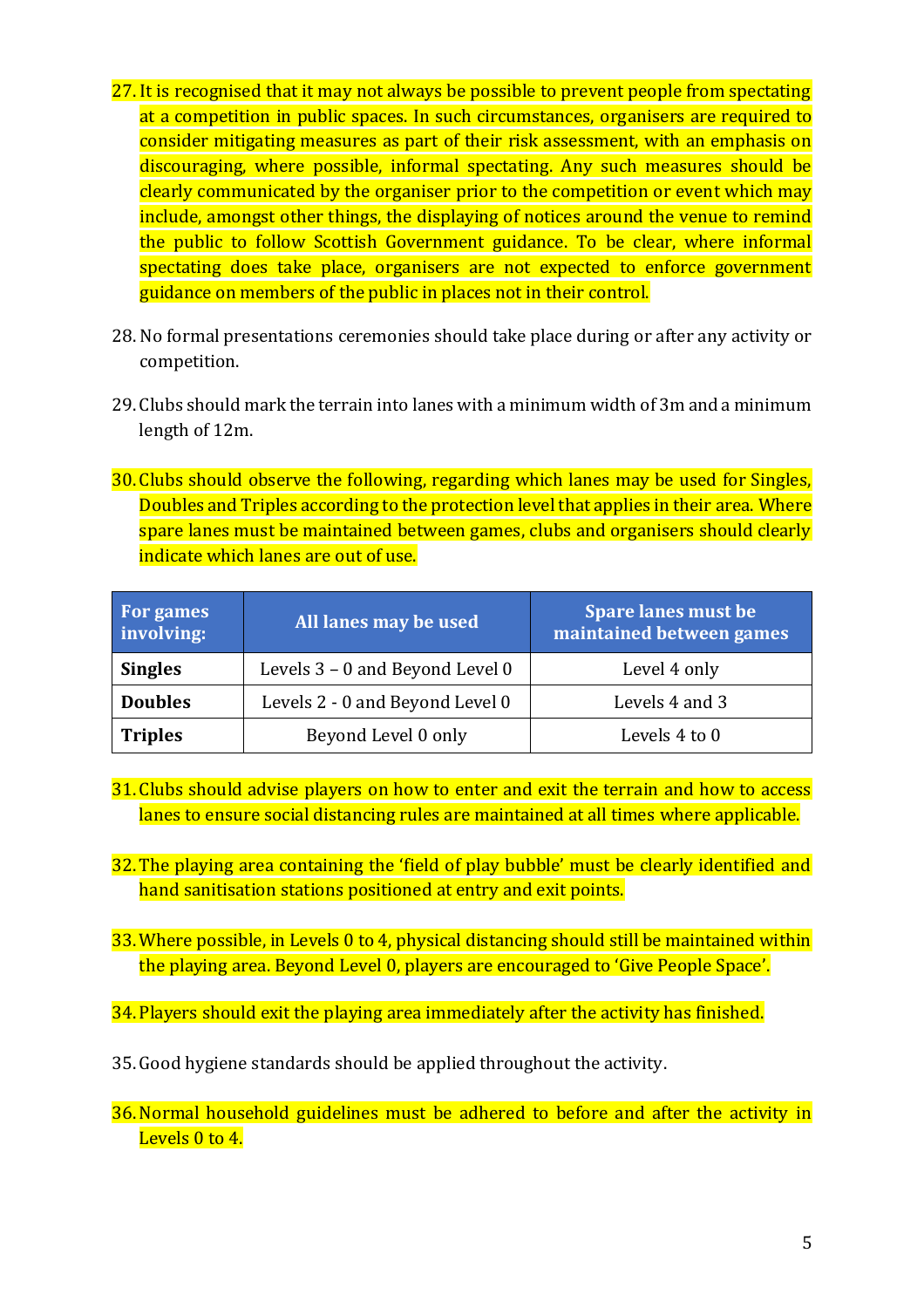27. It is recognised that it may not always be possible to prevent people from spectating at a competition in public spaces. In such circumstances, organisers are required to consider mitigating measures as part of their risk assessment, with an emphasis on discouraging, where possible, informal spectating. Any such measures should be clearly communicated by the organiser prior to the competition or event which may include, amongst other things, the displaying of notices around the venue to remind the public to follow Scottish Government guidance. To be clear, where informal spectating does take place, organisers are not expected to enforce government guidance on members of the public in places not in their control.

28. No formal presentations ceremonies should take place during or after any activity or competition.

29. Clubs should mark the terrain into lanes with a minimum width of 3m and a minimum length of 12m.

30. Clubs should observe the following, regarding which lanes may be used for Singles, Doubles and Triples according to the protection level that applies in their area. Where spare lanes must be maintained between games, clubs and organisers should clearly indicate which lanes are out of use.

| For games involving: | All lanes may be used | Spare lanes must be maintained between games |
|---|---|---|
| **Singles** | Levels 3 – 0 and Beyond Level 0 | Level 4 only |
| **Doubles** | Levels 2 - 0 and Beyond Level 0 | Levels 4 and 3 |
| **Triples** | Beyond Level 0 only | Levels 4 to 0 |

31. Clubs should advise players on how to enter and exit the terrain and how to access lanes to ensure social distancing rules are maintained at all times where applicable.

32. The playing area containing the 'field of play bubble' must be clearly identified and hand sanitisation stations positioned at entry and exit points.

33. Where possible, in Levels 0 to 4, physical distancing should still be maintained within the playing area. Beyond Level 0, players are encouraged to 'Give People Space'.

34. Players should exit the playing area immediately after the activity has finished.

35. Good hygiene standards should be applied throughout the activity.

36. Normal household guidelines must be adhered to before and after the activity in Levels 0 to 4.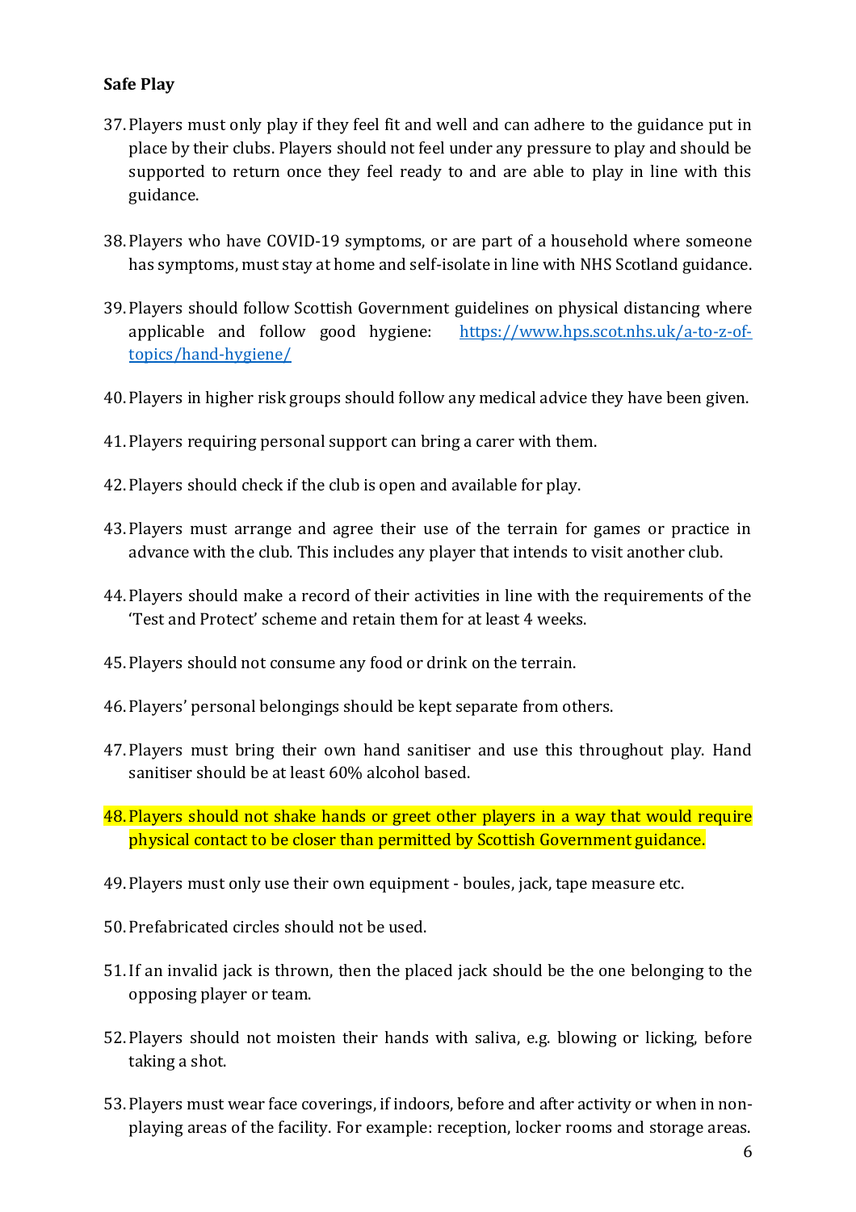**Safe Play**

37. Players must only play if they feel fit and well and can adhere to the guidance put in place by their clubs. Players should not feel under any pressure to play and should be supported to return once they feel ready to and are able to play in line with this guidance.

38. Players who have COVID-19 symptoms, or are part of a household where someone has symptoms, must stay at home and self-isolate in line with NHS Scotland guidance.

39. Players should follow Scottish Government guidelines on physical distancing where applicable and follow good hygiene: [https://www.hps.scot.nhs.uk/a-to-z-of-topics/hand-hygiene/](https://www.hps.scot.nhs.uk/a-to-z-of-topics/hand-hygiene/)

40. Players in higher risk groups should follow any medical advice they have been given.

41. Players requiring personal support can bring a carer with them.

42. Players should check if the club is open and available for play.

43. Players must arrange and agree their use of the terrain for games or practice in advance with the club. This includes any player that intends to visit another club.

44. Players should make a record of their activities in line with the requirements of the 'Test and Protect' scheme and retain them for at least 4 weeks.

45. Players should not consume any food or drink on the terrain.

46. Players' personal belongings should be kept separate from others.

47. Players must bring their own hand sanitiser and use this throughout play. Hand sanitiser should be at least 60% alcohol based.

48. Players should not shake hands or greet other players in a way that would require physical contact to be closer than permitted by Scottish Government guidance.

49. Players must only use their own equipment - boules, jack, tape measure etc.

50. Prefabricated circles should not be used.

51. If an invalid jack is thrown, then the placed jack should be the one belonging to the opposing player or team.

52. Players should not moisten their hands with saliva, e.g. blowing or licking, before taking a shot.

53. Players must wear face coverings, if indoors, before and after activity or when in non-playing areas of the facility. For example: reception, locker rooms and storage areas.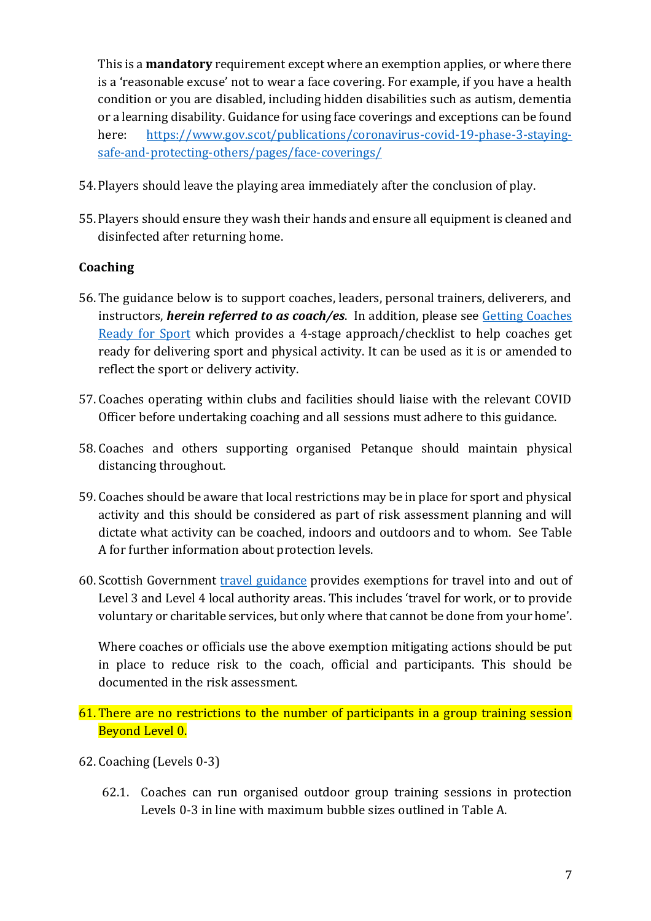This is a **mandatory** requirement except where an exemption applies, or where there is a 'reasonable excuse' not to wear a face covering. For example, if you have a health condition or you are disabled, including hidden disabilities such as autism, dementia or a learning disability. Guidance for using face coverings and exceptions can be found here: [https://www.gov.scot/publications/coronavirus-covid-19-phase-3-staying-safe-and-protecting-others/pages/face-coverings/](https://www.gov.scot/publications/coronavirus-covid-19-phase-3-staying-safe-and-protecting-others/pages/face-coverings/)

54. Players should leave the playing area immediately after the conclusion of play.

55. Players should ensure they wash their hands and ensure all equipment is cleaned and disinfected after returning home.

**Coaching**

56. The guidance below is to support coaches, leaders, personal trainers, deliverers, and instructors, ***herein referred to as coach/es***. In addition, please see Getting Coaches Ready for Sport which provides a 4-stage approach/checklist to help coaches get ready for delivering sport and physical activity. It can be used as it is or amended to reflect the sport or delivery activity.

57. Coaches operating within clubs and facilities should liaise with the relevant COVID Officer before undertaking coaching and all sessions must adhere to this guidance.

58. Coaches and others supporting organised Petanque should maintain physical distancing throughout.

59. Coaches should be aware that local restrictions may be in place for sport and physical activity and this should be considered as part of risk assessment planning and will dictate what activity can be coached, indoors and outdoors and to whom. See Table A for further information about protection levels.

60. Scottish Government travel guidance provides exemptions for travel into and out of Level 3 and Level 4 local authority areas. This includes 'travel for work, or to provide voluntary or charitable services, but only where that cannot be done from your home'.

    Where coaches or officials use the above exemption mitigating actions should be put in place to reduce risk to the coach, official and participants. This should be documented in the risk assessment.

61. There are no restrictions to the number of participants in a group training session Beyond Level 0.

62. Coaching (Levels 0-3)

    62.1. Coaches can run organised outdoor group training sessions in protection Levels 0-3 in line with maximum bubble sizes outlined in Table A.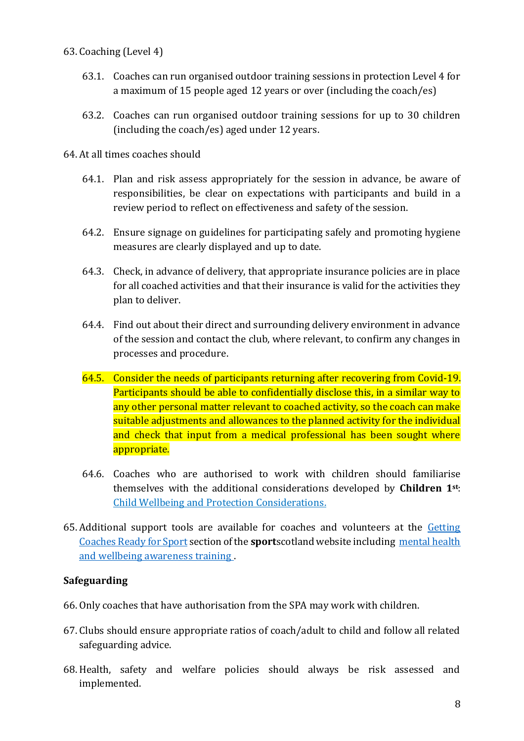63. Coaching (Level 4)

    63.1. Coaches can run organised outdoor training sessions in protection Level 4 for a maximum of 15 people aged 12 years or over (including the coach/es)

    63.2. Coaches can run organised outdoor training sessions for up to 30 children (including the coach/es) aged under 12 years.

64. At all times coaches should

    64.1. Plan and risk assess appropriately for the session in advance, be aware of responsibilities, be clear on expectations with participants and build in a review period to reflect on effectiveness and safety of the session.

    64.2. Ensure signage on guidelines for participating safely and promoting hygiene measures are clearly displayed and up to date.

    64.3. Check, in advance of delivery, that appropriate insurance policies are in place for all coached activities and that their insurance is valid for the activities they plan to deliver.

    64.4. Find out about their direct and surrounding delivery environment in advance of the session and contact the club, where relevant, to confirm any changes in processes and procedure.

    64.5. Consider the needs of participants returning after recovering from Covid-19. Participants should be able to confidentially disclose this, in a similar way to any other personal matter relevant to coached activity, so the coach can make suitable adjustments and allowances to the planned activity for the individual and check that input from a medical professional has been sought where appropriate.

    64.6. Coaches who are authorised to work with children should familiarise themselves with the additional considerations developed by **Children 1st**: Child Wellbeing and Protection Considerations.

65. Additional support tools are available for coaches and volunteers at the Getting Coaches Ready for Sport section of the **sport**scotland website including mental health and wellbeing awareness training .

**Safeguarding**

66. Only coaches that have authorisation from the SPA may work with children.

67. Clubs should ensure appropriate ratios of coach/adult to child and follow all related safeguarding advice.

68. Health, safety and welfare policies should always be risk assessed and implemented.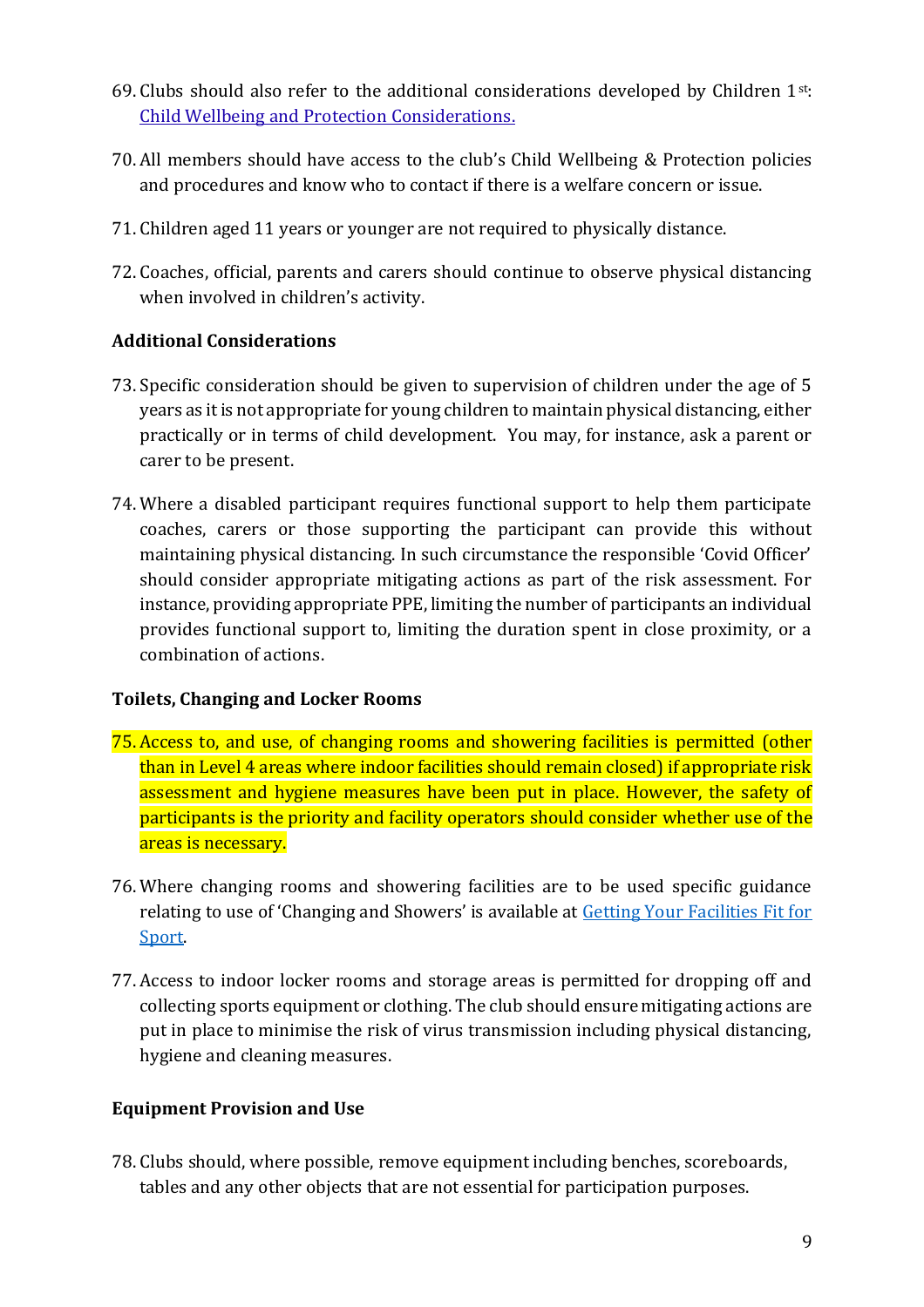69. Clubs should also refer to the additional considerations developed by Children 1[st]: [Child Wellbeing and Protection Considerations.](#)

70. All members should have access to the club's Child Wellbeing & Protection policies and procedures and know who to contact if there is a welfare concern or issue.

71. Children aged 11 years or younger are not required to physically distance.

72. Coaches, official, parents and carers should continue to observe physical distancing when involved in children's activity.

**Additional Considerations**

73. Specific consideration should be given to supervision of children under the age of 5 years as it is not appropriate for young children to maintain physical distancing, either practically or in terms of child development. You may, for instance, ask a parent or carer to be present.

74. Where a disabled participant requires functional support to help them participate coaches, carers or those supporting the participant can provide this without maintaining physical distancing. In such circumstance the responsible 'Covid Officer' should consider appropriate mitigating actions as part of the risk assessment. For instance, providing appropriate PPE, limiting the number of participants an individual provides functional support to, limiting the duration spent in close proximity, or a combination of actions.

**Toilets, Changing and Locker Rooms**

75. Access to, and use, of changing rooms and showering facilities is permitted (other than in Level 4 areas where indoor facilities should remain closed) if appropriate risk assessment and hygiene measures have been put in place. However, the safety of participants is the priority and facility operators should consider whether use of the areas is necessary.

76. Where changing rooms and showering facilities are to be used specific guidance relating to use of 'Changing and Showers' is available at [Getting Your Facilities Fit for Sport](#).

77. Access to indoor locker rooms and storage areas is permitted for dropping off and collecting sports equipment or clothing. The club should ensure mitigating actions are put in place to minimise the risk of virus transmission including physical distancing, hygiene and cleaning measures.

**Equipment Provision and Use**

78. Clubs should, where possible, remove equipment including benches, scoreboards, tables and any other objects that are not essential for participation purposes.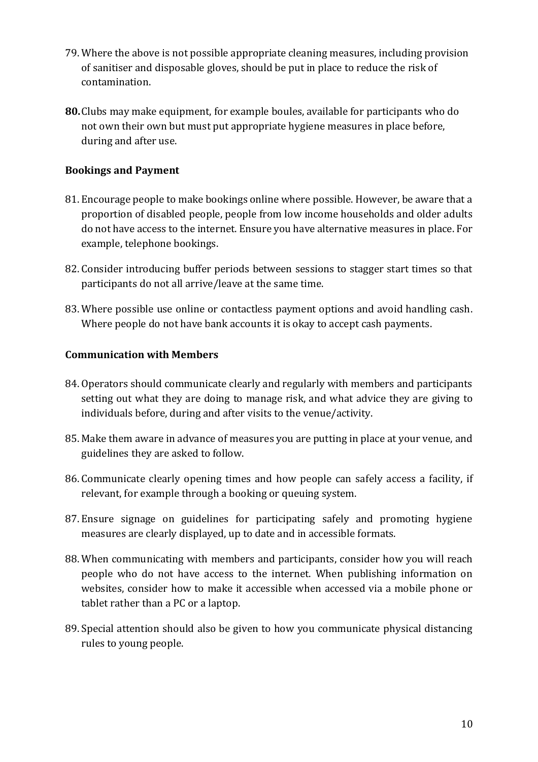79. Where the above is not possible appropriate cleaning measures, including provision of sanitiser and disposable gloves, should be put in place to reduce the risk of contamination.

80. Clubs may make equipment, for example boules, available for participants who do not own their own but must put appropriate hygiene measures in place before, during and after use.

### Bookings and Payment

81. Encourage people to make bookings online where possible. However, be aware that a proportion of disabled people, people from low income households and older adults do not have access to the internet. Ensure you have alternative measures in place. For example, telephone bookings.

82. Consider introducing buffer periods between sessions to stagger start times so that participants do not all arrive/leave at the same time.

83. Where possible use online or contactless payment options and avoid handling cash. Where people do not have bank accounts it is okay to accept cash payments.

### Communication with Members

84. Operators should communicate clearly and regularly with members and participants setting out what they are doing to manage risk, and what advice they are giving to individuals before, during and after visits to the venue/activity.

85. Make them aware in advance of measures you are putting in place at your venue, and guidelines they are asked to follow.

86. Communicate clearly opening times and how people can safely access a facility, if relevant, for example through a booking or queuing system.

87. Ensure signage on guidelines for participating safely and promoting hygiene measures are clearly displayed, up to date and in accessible formats.

88. When communicating with members and participants, consider how you will reach people who do not have access to the internet. When publishing information on websites, consider how to make it accessible when accessed via a mobile phone or tablet rather than a PC or a laptop.

89. Special attention should also be given to how you communicate physical distancing rules to young people.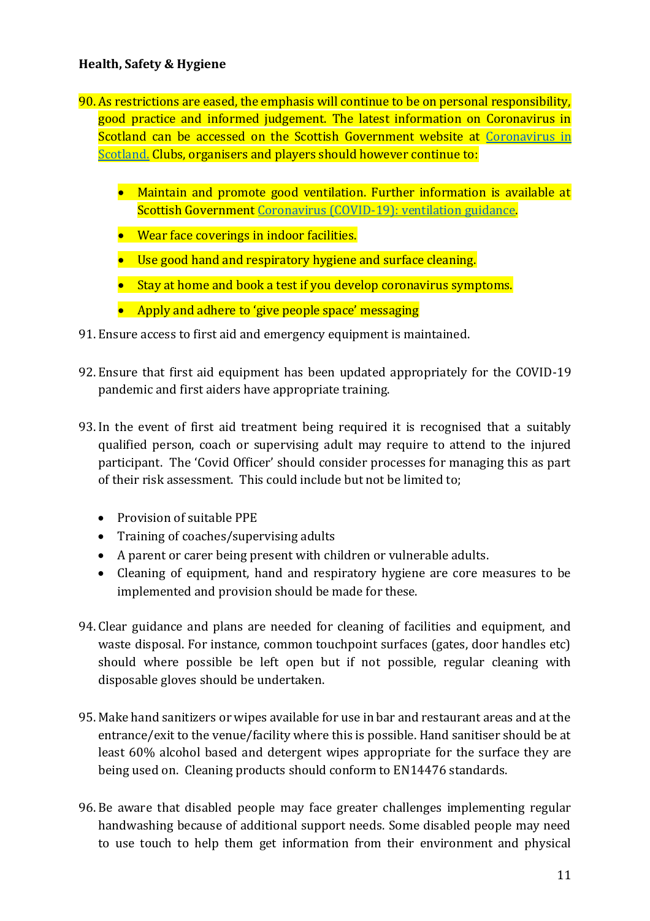**Health, Safety & Hygiene**

90. As restrictions are eased, the emphasis will continue to be on personal responsibility, good practice and informed judgement. The latest information on Coronavirus in Scotland can be accessed on the Scottish Government website at [Coronavirus in Scotland.](#) Clubs, organisers and players should however continue to:

    - Maintain and promote good ventilation. Further information is available at Scottish Government [Coronavirus (COVID-19): ventilation guidance](#).
    - Wear face coverings in indoor facilities.
    - Use good hand and respiratory hygiene and surface cleaning.
    - Stay at home and book a test if you develop coronavirus symptoms.
    - Apply and adhere to 'give people space' messaging

91. Ensure access to first aid and emergency equipment is maintained.

92. Ensure that first aid equipment has been updated appropriately for the COVID-19 pandemic and first aiders have appropriate training.

93. In the event of first aid treatment being required it is recognised that a suitably qualified person, coach or supervising adult may require to attend to the injured participant. The 'Covid Officer' should consider processes for managing this as part of their risk assessment. This could include but not be limited to;

    - Provision of suitable PPE
    - Training of coaches/supervising adults
    - A parent or carer being present with children or vulnerable adults.
    - Cleaning of equipment, hand and respiratory hygiene are core measures to be implemented and provision should be made for these.

94. Clear guidance and plans are needed for cleaning of facilities and equipment, and waste disposal. For instance, common touchpoint surfaces (gates, door handles etc) should where possible be left open but if not possible, regular cleaning with disposable gloves should be undertaken.

95. Make hand sanitizers or wipes available for use in bar and restaurant areas and at the entrance/exit to the venue/facility where this is possible. Hand sanitiser should be at least 60% alcohol based and detergent wipes appropriate for the surface they are being used on. Cleaning products should conform to EN14476 standards.

96. Be aware that disabled people may face greater challenges implementing regular handwashing because of additional support needs. Some disabled people may need to use touch to help them get information from their environment and physical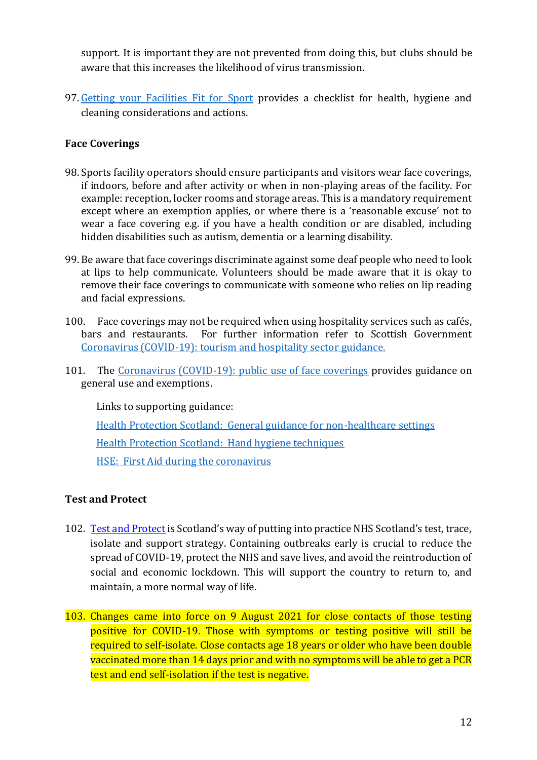support. It is important they are not prevented from doing this, but clubs should be aware that this increases the likelihood of virus transmission.

97. [Getting your Facilities Fit for Sport](#) provides a checklist for health, hygiene and cleaning considerations and actions.

**Face Coverings**

98. Sports facility operators should ensure participants and visitors wear face coverings, if indoors, before and after activity or when in non-playing areas of the facility. For example: reception, locker rooms and storage areas. This is a mandatory requirement except where an exemption applies, or where there is a 'reasonable excuse' not to wear a face covering e.g. if you have a health condition or are disabled, including hidden disabilities such as autism, dementia or a learning disability.

99. Be aware that face coverings discriminate against some deaf people who need to look at lips to help communicate. Volunteers should be made aware that it is okay to remove their face coverings to communicate with someone who relies on lip reading and facial expressions.

100. Face coverings may not be required when using hospitality services such as cafés, bars and restaurants. For further information refer to Scottish Government [Coronavirus (COVID-19): tourism and hospitality sector guidance.](#)

101. The [Coronavirus (COVID-19): public use of face coverings](#) provides guidance on general use and exemptions.

Links to supporting guidance:

[Health Protection Scotland: General guidance for non-healthcare settings](#)

[Health Protection Scotland: Hand hygiene techniques](#)

[HSE: First Aid during the coronavirus](#)

**Test and Protect**

102. [Test and Protect](#) is Scotland's way of putting into practice NHS Scotland's test, trace, isolate and support strategy. Containing outbreaks early is crucial to reduce the spread of COVID-19, protect the NHS and save lives, and avoid the reintroduction of social and economic lockdown. This will support the country to return to, and maintain, a more normal way of life.

103. Changes came into force on 9 August 2021 for close contacts of those testing positive for COVID-19. Those with symptoms or testing positive will still be required to self-isolate. Close contacts age 18 years or older who have been double vaccinated more than 14 days prior and with no symptoms will be able to get a PCR test and end self-isolation if the test is negative.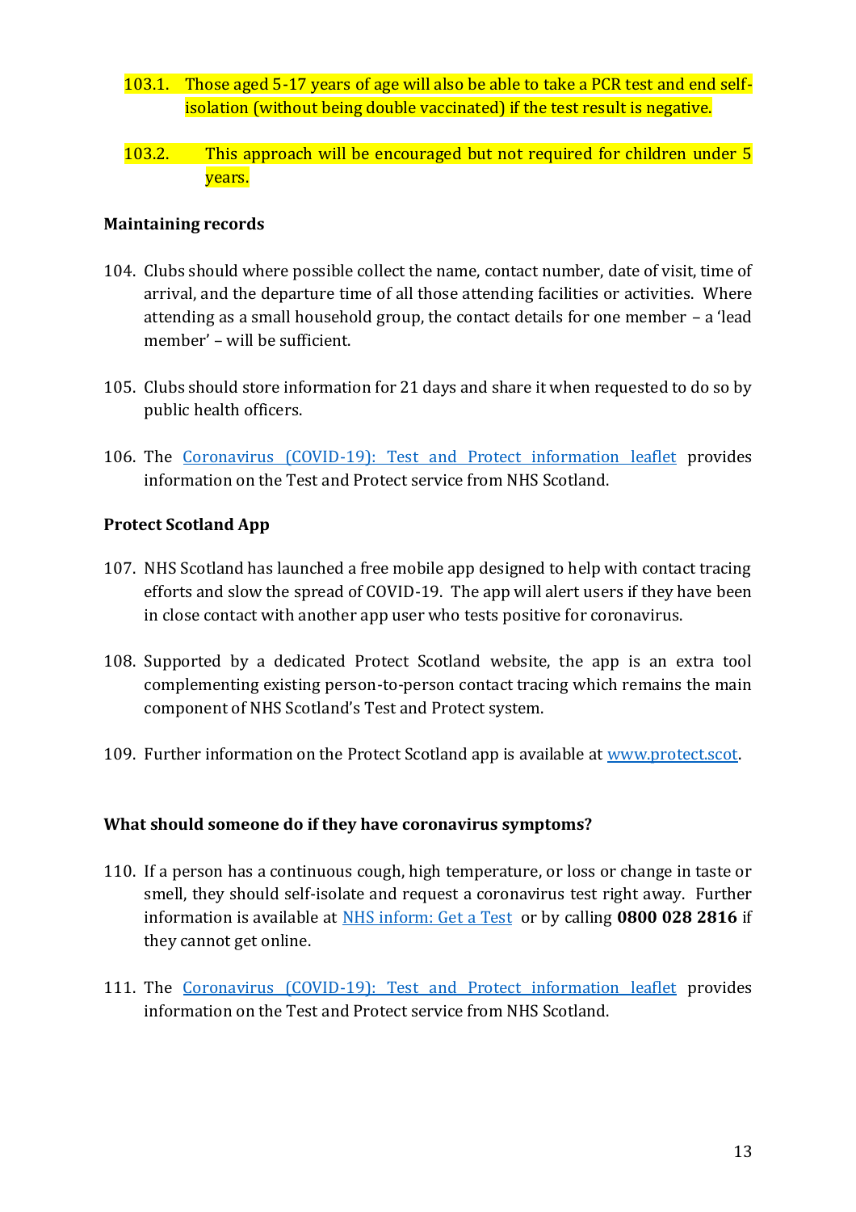103.1. Those aged 5-17 years of age will also be able to take a PCR test and end self-isolation (without being double vaccinated) if the test result is negative.

103.2. This approach will be encouraged but not required for children under 5 years.

**Maintaining records**

104. Clubs should where possible collect the name, contact number, date of visit, time of arrival, and the departure time of all those attending facilities or activities. Where attending as a small household group, the contact details for one member – a 'lead member' – will be sufficient.

105. Clubs should store information for 21 days and share it when requested to do so by public health officers.

106. The [Coronavirus (COVID-19): Test and Protect information leaflet]() provides information on the Test and Protect service from NHS Scotland.

**Protect Scotland App**

107. NHS Scotland has launched a free mobile app designed to help with contact tracing efforts and slow the spread of COVID-19. The app will alert users if they have been in close contact with another app user who tests positive for coronavirus.

108. Supported by a dedicated Protect Scotland website, the app is an extra tool complementing existing person-to-person contact tracing which remains the main component of NHS Scotland's Test and Protect system.

109. Further information on the Protect Scotland app is available at [www.protect.scot]().

**What should someone do if they have coronavirus symptoms?**

110. If a person has a continuous cough, high temperature, or loss or change in taste or smell, they should self-isolate and request a coronavirus test right away. Further information is available at [NHS inform: Get a Test]() or by calling **0800 028 2816** if they cannot get online.

111. The [Coronavirus (COVID-19): Test and Protect information leaflet]() provides information on the Test and Protect service from NHS Scotland.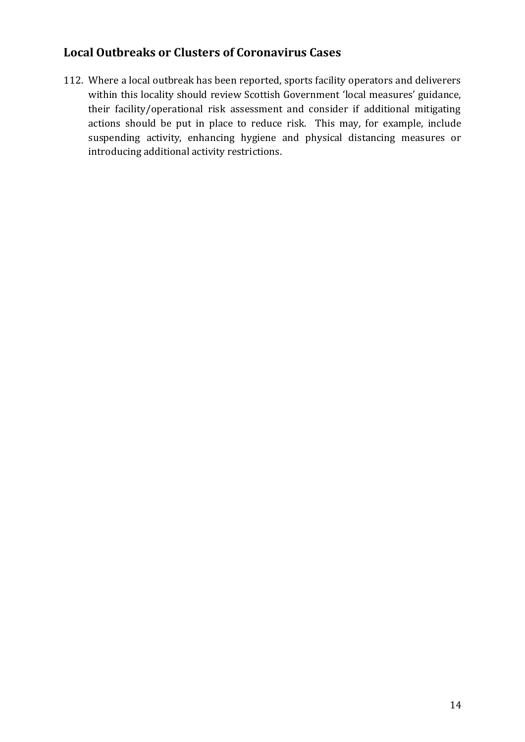## Local Outbreaks or Clusters of Coronavirus Cases

112. Where a local outbreak has been reported, sports facility operators and deliverers within this locality should review Scottish Government 'local measures' guidance, their facility/operational risk assessment and consider if additional mitigating actions should be put in place to reduce risk. This may, for example, include suspending activity, enhancing hygiene and physical distancing measures or introducing additional activity restrictions.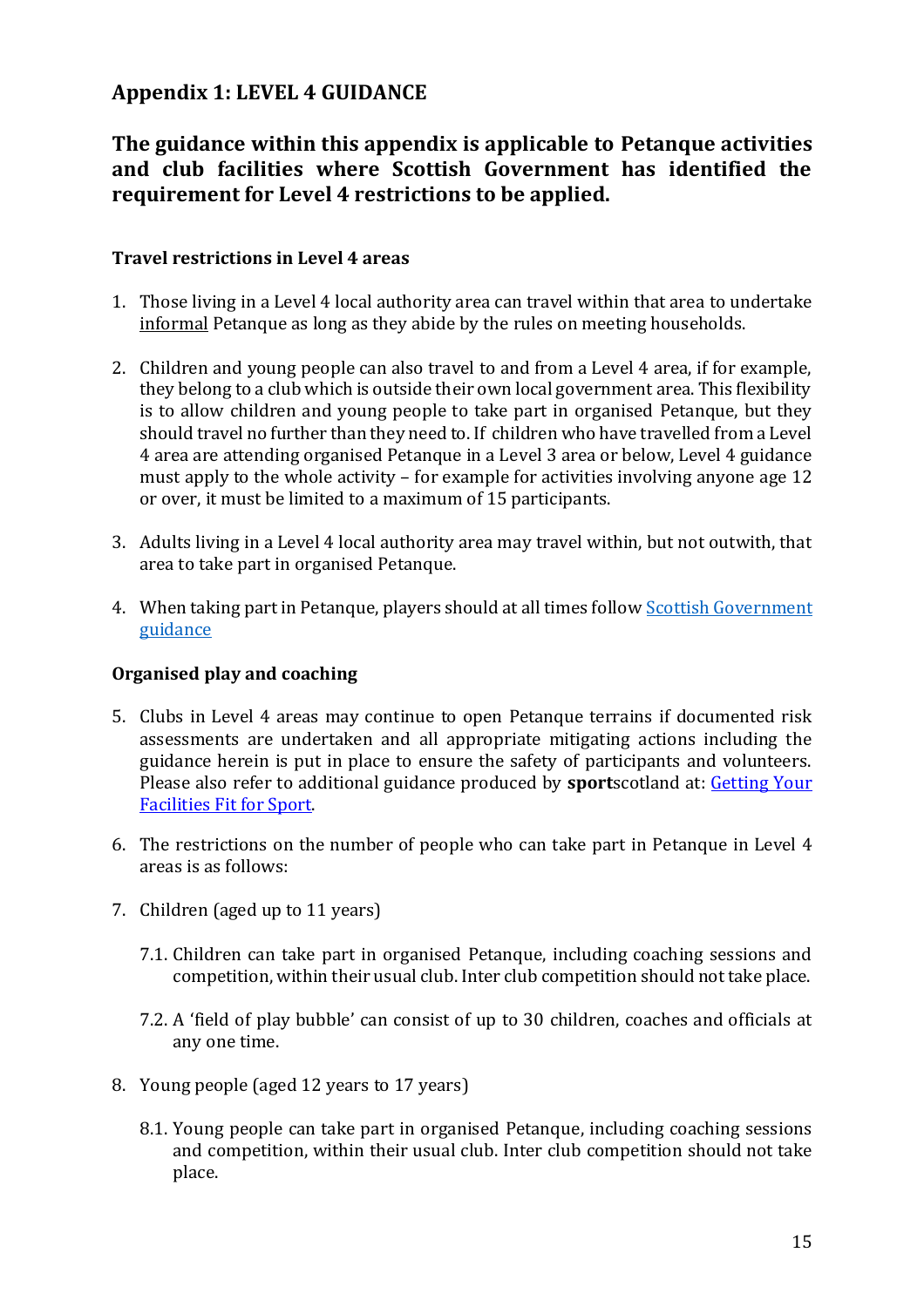## Appendix 1: LEVEL 4 GUIDANCE

### The guidance within this appendix is applicable to Petanque activities and club facilities where Scottish Government has identified the requirement for Level 4 restrictions to be applied.

**Travel restrictions in Level 4 areas**

1. Those living in a Level 4 local authority area can travel within that area to undertake informal Petanque as long as they abide by the rules on meeting households.

2. Children and young people can also travel to and from a Level 4 area, if for example, they belong to a club which is outside their own local government area. This flexibility is to allow children and young people to take part in organised Petanque, but they should travel no further than they need to. If children who have travelled from a Level 4 area are attending organised Petanque in a Level 3 area or below, Level 4 guidance must apply to the whole activity – for example for activities involving anyone age 12 or over, it must be limited to a maximum of 15 participants.

3. Adults living in a Level 4 local authority area may travel within, but not outwith, that area to take part in organised Petanque.

4. When taking part in Petanque, players should at all times follow [Scottish Government guidance]

**Organised play and coaching**

5. Clubs in Level 4 areas may continue to open Petanque terrains if documented risk assessments are undertaken and all appropriate mitigating actions including the guidance herein is put in place to ensure the safety of participants and volunteers. Please also refer to additional guidance produced by **sport**scotland at: [Getting Your Facilities Fit for Sport].

6. The restrictions on the number of people who can take part in Petanque in Level 4 areas is as follows:

7. Children (aged up to 11 years)

   7.1. Children can take part in organised Petanque, including coaching sessions and competition, within their usual club. Inter club competition should not take place.

   7.2. A 'field of play bubble' can consist of up to 30 children, coaches and officials at any one time.

8. Young people (aged 12 years to 17 years)

   8.1. Young people can take part in organised Petanque, including coaching sessions and competition, within their usual club. Inter club competition should not take place.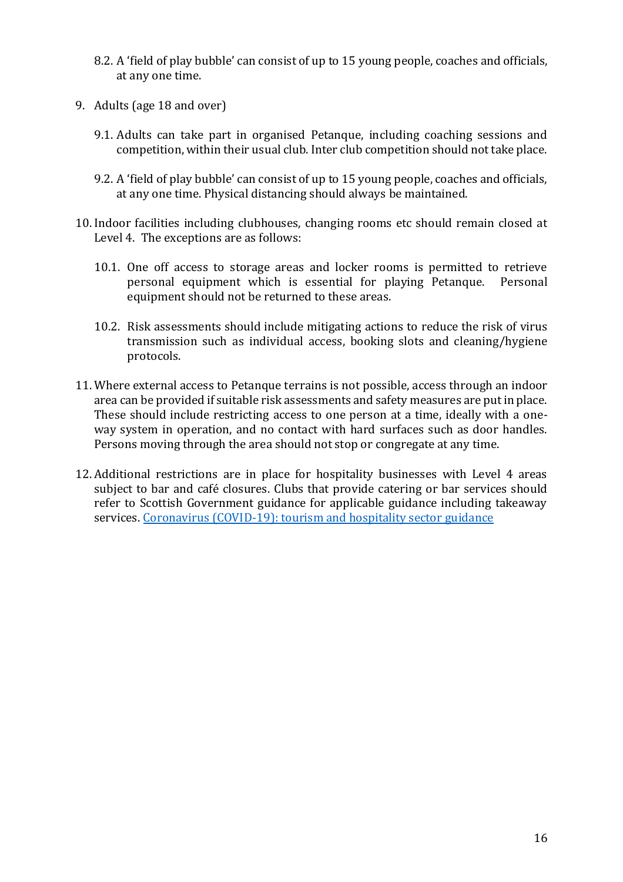8.2. A 'field of play bubble' can consist of up to 15 young people, coaches and officials, at any one time.

9. Adults (age 18 and over)

   9.1. Adults can take part in organised Petanque, including coaching sessions and competition, within their usual club. Inter club competition should not take place.

   9.2. A 'field of play bubble' can consist of up to 15 young people, coaches and officials, at any one time. Physical distancing should always be maintained.

10. Indoor facilities including clubhouses, changing rooms etc should remain closed at Level 4. The exceptions are as follows:

    10.1. One off access to storage areas and locker rooms is permitted to retrieve personal equipment which is essential for playing Petanque. Personal equipment should not be returned to these areas.

    10.2. Risk assessments should include mitigating actions to reduce the risk of virus transmission such as individual access, booking slots and cleaning/hygiene protocols.

11. Where external access to Petanque terrains is not possible, access through an indoor area can be provided if suitable risk assessments and safety measures are put in place. These should include restricting access to one person at a time, ideally with a one-way system in operation, and no contact with hard surfaces such as door handles. Persons moving through the area should not stop or congregate at any time.

12. Additional restrictions are in place for hospitality businesses with Level 4 areas subject to bar and café closures. Clubs that provide catering or bar services should refer to Scottish Government guidance for applicable guidance including takeaway services. [Coronavirus (COVID-19): tourism and hospitality sector guidance]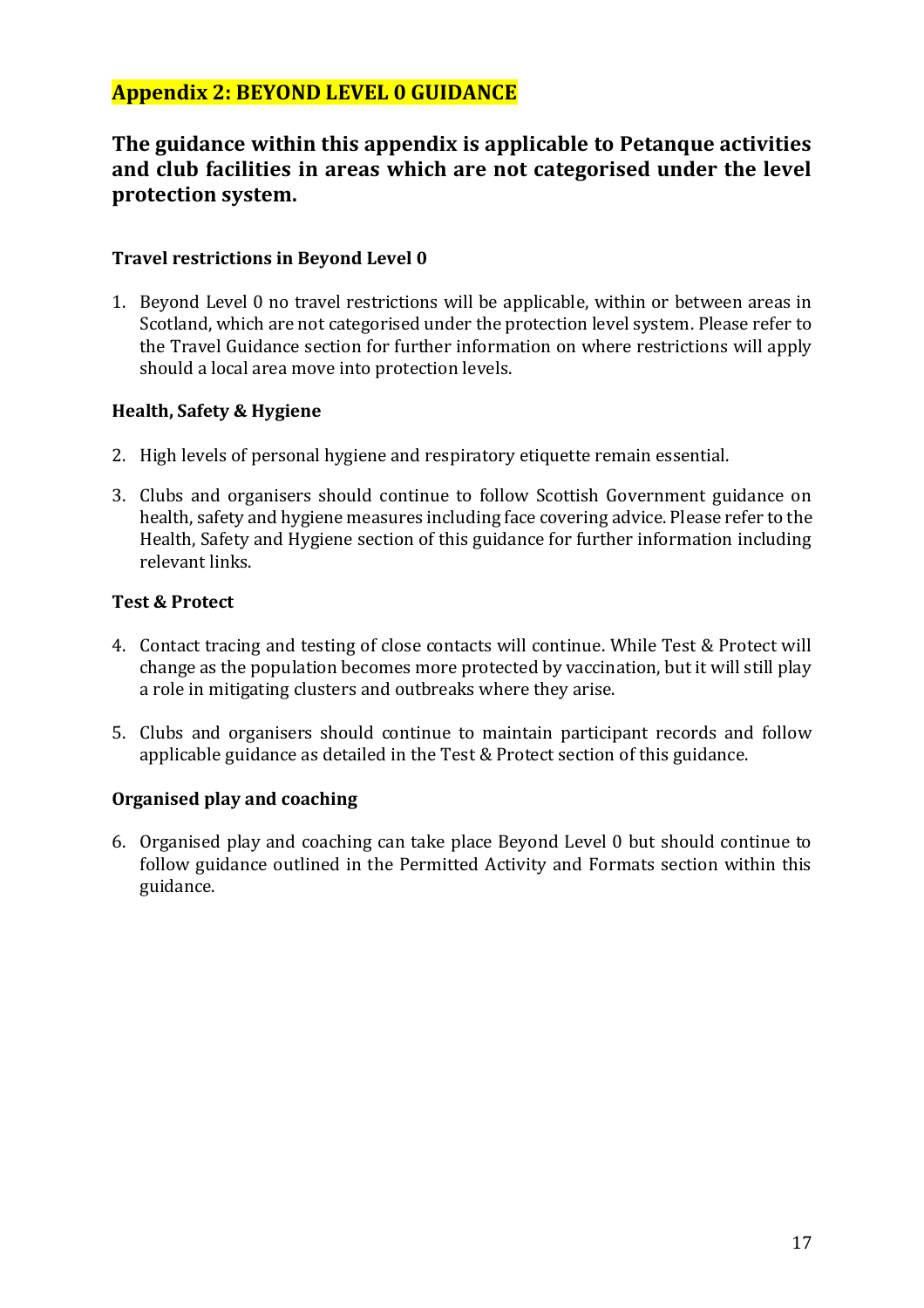## Appendix 2: BEYOND LEVEL 0 GUIDANCE

### The guidance within this appendix is applicable to Petanque activities and club facilities in areas which are not categorised under the level protection system.

**Travel restrictions in Beyond Level 0**

1. Beyond Level 0 no travel restrictions will be applicable, within or between areas in Scotland, which are not categorised under the protection level system. Please refer to the Travel Guidance section for further information on where restrictions will apply should a local area move into protection levels.

**Health, Safety & Hygiene**

2. High levels of personal hygiene and respiratory etiquette remain essential.

3. Clubs and organisers should continue to follow Scottish Government guidance on health, safety and hygiene measures including face covering advice. Please refer to the Health, Safety and Hygiene section of this guidance for further information including relevant links.

**Test & Protect**

4. Contact tracing and testing of close contacts will continue. While Test & Protect will change as the population becomes more protected by vaccination, but it will still play a role in mitigating clusters and outbreaks where they arise.

5. Clubs and organisers should continue to maintain participant records and follow applicable guidance as detailed in the Test & Protect section of this guidance.

**Organised play and coaching**

6. Organised play and coaching can take place Beyond Level 0 but should continue to follow guidance outlined in the Permitted Activity and Formats section within this guidance.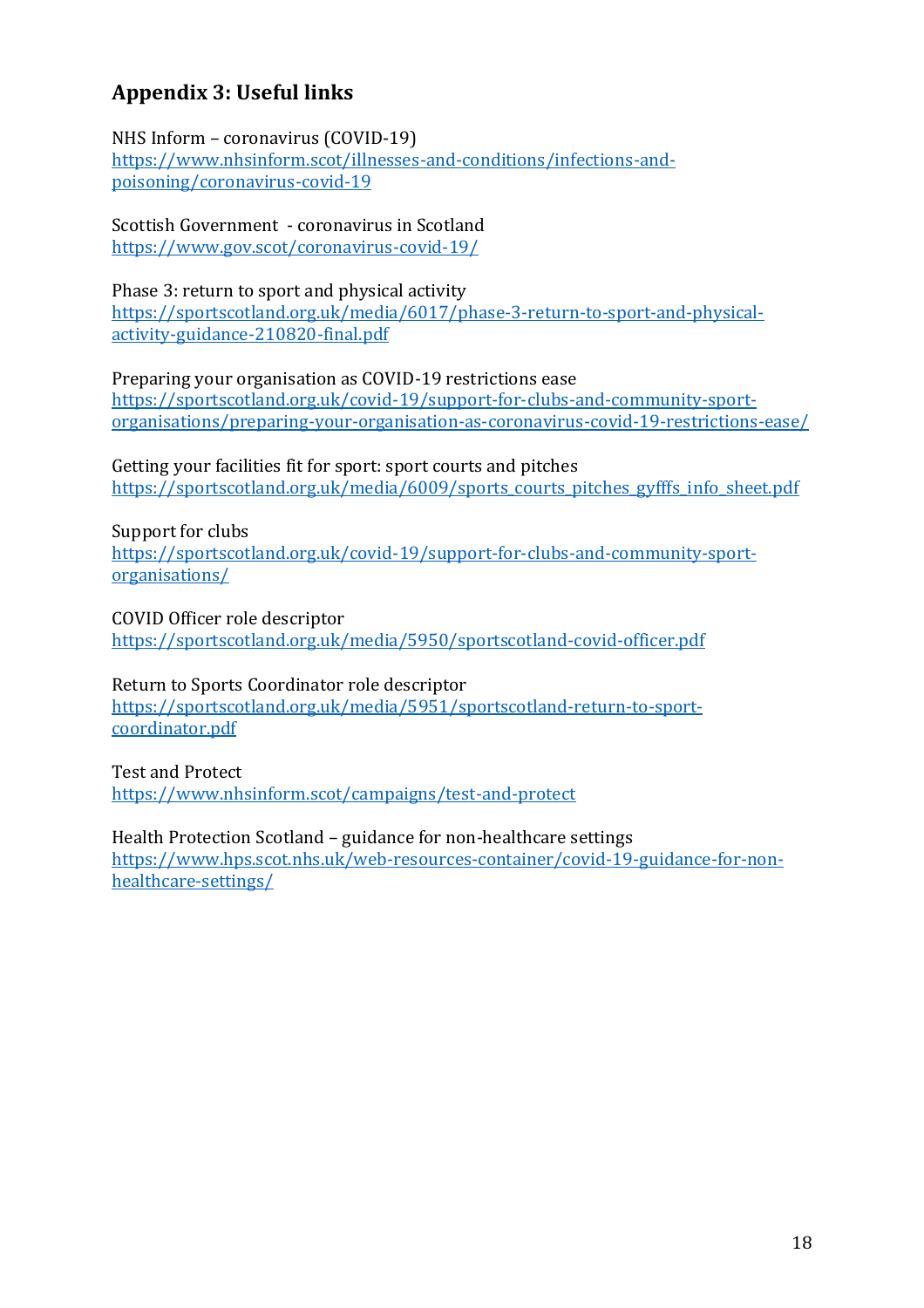## Appendix 3: Useful links

NHS Inform – coronavirus (COVID-19)
https://www.nhsinform.scot/illnesses-and-conditions/infections-and-poisoning/coronavirus-covid-19

Scottish Government - coronavirus in Scotland
https://www.gov.scot/coronavirus-covid-19/

Phase 3: return to sport and physical activity
https://sportscotland.org.uk/media/6017/phase-3-return-to-sport-and-physical-activity-guidance-210820-final.pdf

Preparing your organisation as COVID-19 restrictions ease
https://sportscotland.org.uk/covid-19/support-for-clubs-and-community-sport-organisations/preparing-your-organisation-as-coronavirus-covid-19-restrictions-ease/

Getting your facilities fit for sport: sport courts and pitches
https://sportscotland.org.uk/media/6009/sports_courts_pitches_gyfffs_info_sheet.pdf

Support for clubs
https://sportscotland.org.uk/covid-19/support-for-clubs-and-community-sport-organisations/

COVID Officer role descriptor
https://sportscotland.org.uk/media/5950/sportscotland-covid-officer.pdf

Return to Sports Coordinator role descriptor
https://sportscotland.org.uk/media/5951/sportscotland-return-to-sport-coordinator.pdf

Test and Protect
https://www.nhsinform.scot/campaigns/test-and-protect

Health Protection Scotland – guidance for non-healthcare settings
https://www.hps.scot.nhs.uk/web-resources-container/covid-19-guidance-for-non-healthcare-settings/